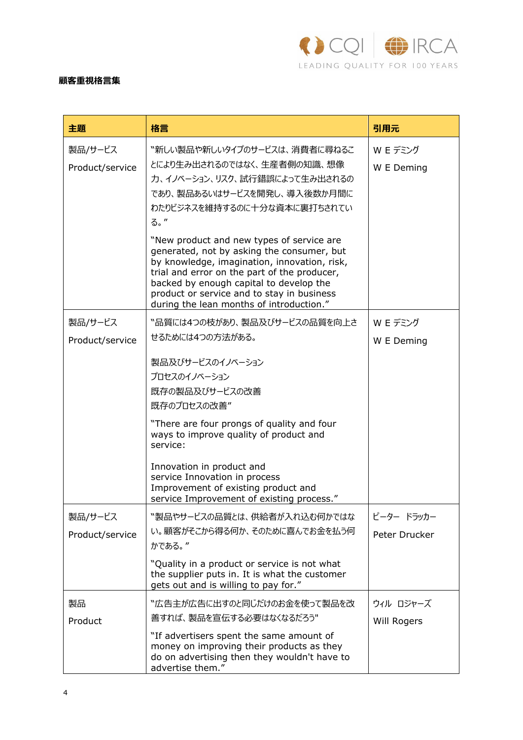**顧客重視格言集**

| 主題 | 格言 | 引用元 |
|---|---|---|
| 製品/サービス<br><br>Product/service | "新しい製品や新しいタイプのサービスは、消費者に尋ねることにより生み出されるのではなく、生産者側の知識、想像力、イノベーション、リスク、試行錯誤によって生み出されるのであり、製品あるいはサービスを開発し、導入後数か月間にわたりビジネスを維持するのに十分な資本に裏打ちされている。"<br><br>"New product and new types of service are generated, not by asking the consumer, but by knowledge, imagination, innovation, risk, trial and error on the part of the producer, backed by enough capital to develop the product or service and to stay in business during the lean months of introduction." | W E デミング<br><br>W E Deming |
| 製品/サービス<br><br>Product/service | "品質には4つの枝があり、製品及びサービスの品質を向上させるためには4つの方法がある。<br><br>製品及びサービスのイノベーション<br>プロセスのイノベーション<br>既存の製品及びサービスの改善<br>既存のプロセスの改善"<br><br>"There are four prongs of quality and four ways to improve quality of product and service:<br><br>Innovation in product and service Innovation in process Improvement of existing product and service Improvement of existing process." | W E デミング<br><br>W E Deming |
| 製品/サービス<br><br>Product/service | "製品やサービスの品質とは、供給者が入れ込む何かではない。顧客がそこから得る何か、そのために喜んでお金を払う何かである。"<br><br>"Quality in a product or service is not what the supplier puts in. It is what the customer gets out and is willing to pay for." | ピーター　ドラッカー<br><br>Peter Drucker |
| 製品<br><br>Product | "広告主が広告に出すのと同じだけのお金を使って製品を改善すれば、製品を宣伝する必要はなくなるだろう"<br><br>"If advertisers spent the same amount of money on improving their products as they do on advertising then they wouldn't have to advertise them." | ウィル　ロジャーズ<br><br>Will Rogers |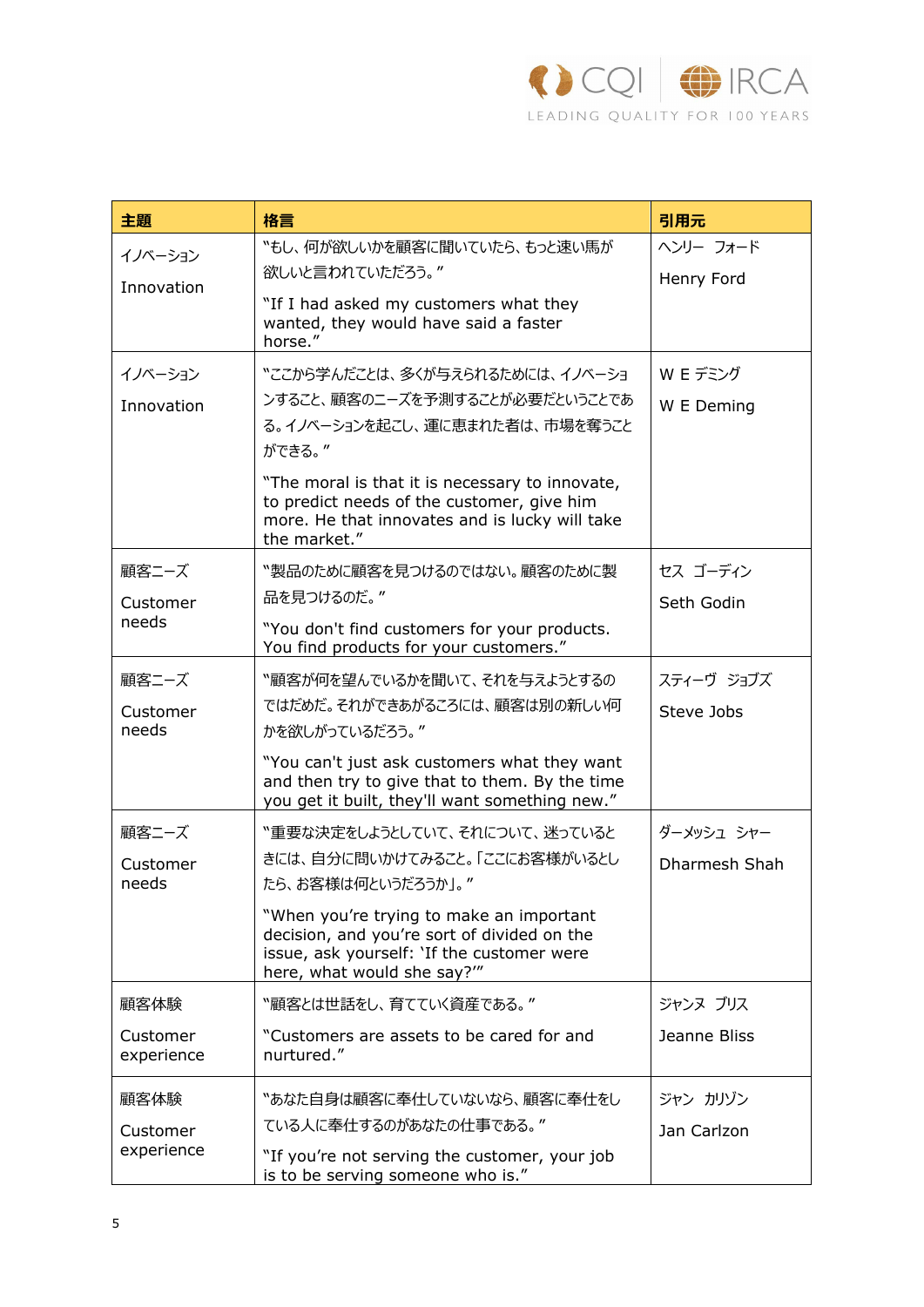| 主題 | 格言 | 引用元 |
| --- | --- | --- |
| イノベーション<br><br>Innovation | "もし、何が欲しいかを顧客に聞いていたら、もっと速い馬が欲しいと言われていただろう。"<br><br>"If I had asked my customers what they wanted, they would have said a faster horse." | ヘンリー フォード<br><br>Henry Ford |
| イノベーション<br><br>Innovation | "ここから学んだことは、多くが与えられるためには、イノベーションすること、顧客のニーズを予測することが必要だということである。イノベーションを起こし、運に恵まれた者は、市場を奪うことができる。"<br><br>"The moral is that it is necessary to innovate, to predict needs of the customer, give him more. He that innovates and is lucky will take the market." | W E デミング<br><br>W E Deming |
| 顧客ニーズ<br><br>Customer needs | "製品のために顧客を見つけるのではない。顧客のために製品を見つけるのだ。"<br><br>"You don't find customers for your products. You find products for your customers." | セス ゴーディン<br><br>Seth Godin |
| 顧客ニーズ<br><br>Customer needs | "顧客が何を望んでいるかを聞いて、それを与えようとするのではだめだ。それができあがるころには、顧客は別の新しい何かを欲しがっているだろう。"<br><br>"You can't just ask customers what they want and then try to give that to them. By the time you get it built, they'll want something new." | スティーヴ ジョブズ<br><br>Steve Jobs |
| 顧客ニーズ<br><br>Customer needs | "重要な決定をしようとしていて、それについて、迷っているときには、自分に問いかけてみること。「ここにお客様がいるとしたら、お客様は何というだろうか」。"<br><br>"When you're trying to make an important decision, and you're sort of divided on the issue, ask yourself: 'If the customer were here, what would she say?'" | ダーメッシュ シャー<br><br>Dharmesh Shah |
| 顧客体験<br><br>Customer experience | "顧客とは世話をし、育てていく資産である。"<br><br>"Customers are assets to be cared for and nurtured." | ジャンヌ ブリス<br><br>Jeanne Bliss |
| 顧客体験<br><br>Customer experience | "あなた自身は顧客に奉仕していないなら、顧客に奉仕をしている人に奉仕するのがあなたの仕事である。"<br><br>"If you're not serving the customer, your job is to be serving someone who is." | ジャン カリゾン<br><br>Jan Carlzon |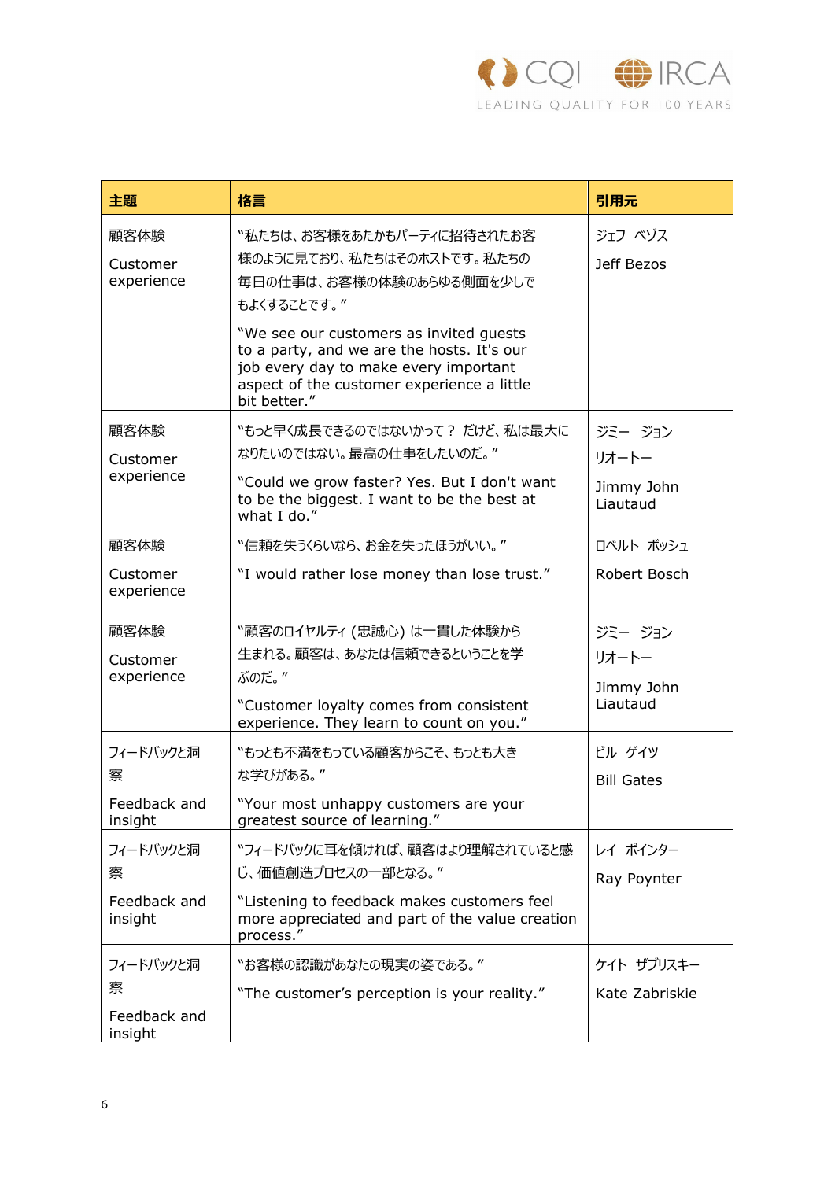| 主題 | 格言 | 引用元 |
| --- | --- | --- |
| 顧客体験<br><br>Customer experience | "私たちは、お客様をあたかもパーティに招待されたお客様のように見ており、私たちはそのホストです。私たちの毎日の仕事は、お客様の体験のあらゆる側面を少しでもよくすることです。"<br><br>"We see our customers as invited guests to a party, and we are the hosts. It's our job every day to make every important aspect of the customer experience a little bit better." | ジェフ ベゾス<br><br>Jeff Bezos |
| 顧客体験<br><br>Customer experience | "もっと早く成長できるのではないかって？ だけど、私は最大になりたいのではない。最高の仕事をしたいのだ。"<br><br>"Could we grow faster? Yes. But I don't want to be the biggest. I want to be the best at what I do." | ジミー ジョン リオートー<br><br>Jimmy John Liautaud |
| 顧客体験<br><br>Customer experience | "信頼を失うくらいなら、お金を失ったほうがいい。"<br><br>"I would rather lose money than lose trust." | ロベルト ボッシュ<br><br>Robert Bosch |
| 顧客体験<br><br>Customer experience | "顧客のロイヤルティ（忠誠心）は一貫した体験から生まれる。顧客は、あなたは信頼できるということを学ぶのだ。"<br><br>"Customer loyalty comes from consistent experience. They learn to count on you." | ジミー ジョン リオートー<br><br>Jimmy John Liautaud |
| フィードバックと洞察<br><br>Feedback and insight | "もっとも不満をもっている顧客からこそ、もっとも大きな学びがある。"<br><br>"Your most unhappy customers are your greatest source of learning." | ビル ゲイツ<br><br>Bill Gates |
| フィードバックと洞察<br><br>Feedback and insight | "フィードバックに耳を傾ければ、顧客はより理解されていると感じ、価値創造プロセスの一部となる。"<br><br>"Listening to feedback makes customers feel more appreciated and part of the value creation process." | レイ ポインター<br><br>Ray Poynter |
| フィードバックと洞察<br><br>Feedback and insight | "お客様の認識があなたの現実の姿である。"<br><br>"The customer's perception is your reality." | ケイト ザブリスキー<br><br>Kate Zabriskie |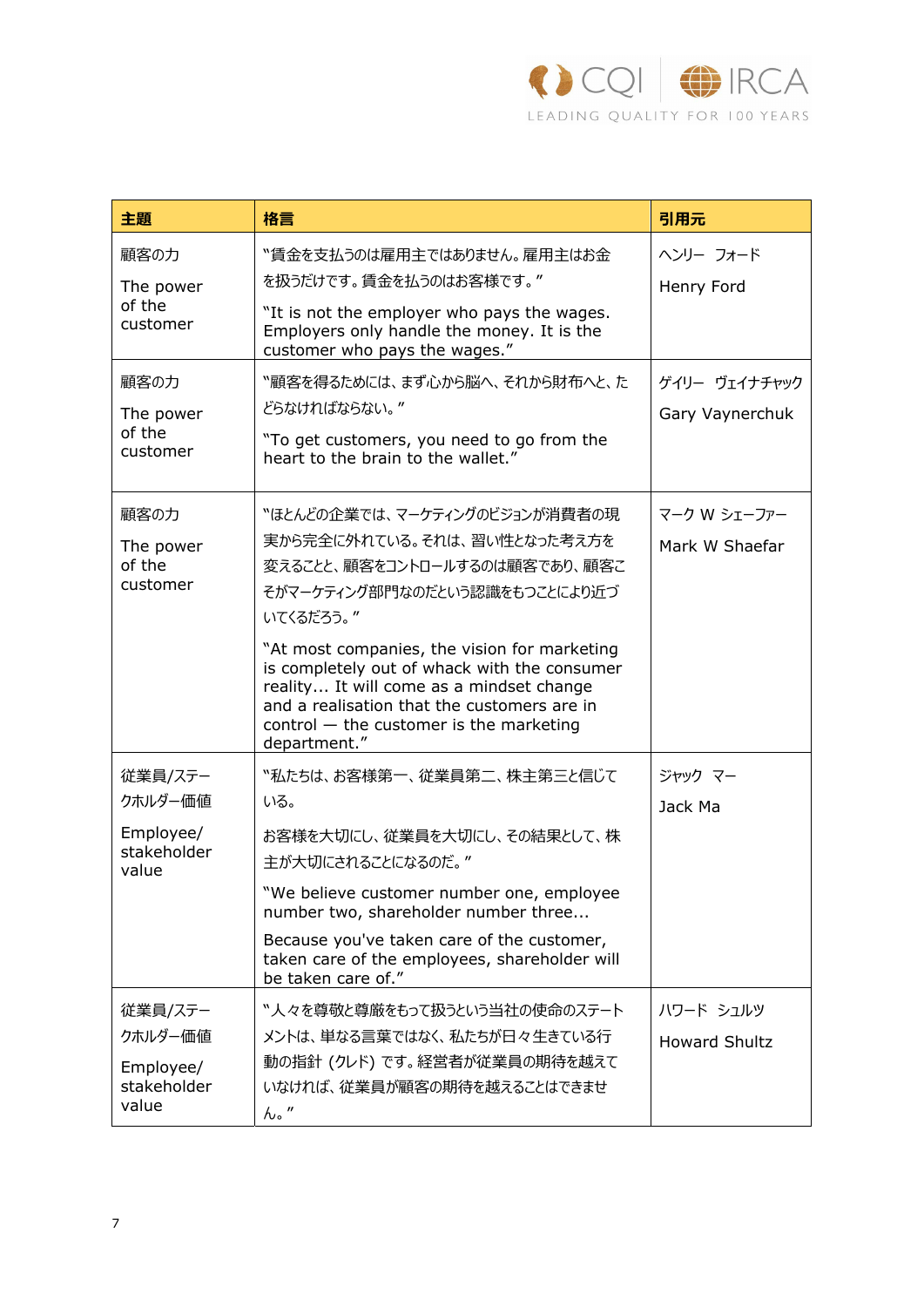| 主題 | 格言 | 引用元 |
|---|---|---|
| 顧客の力<br><br>The power of the customer | "賃金を支払うのは雇用主ではありません。雇用主はお金を扱うだけです。賃金を払うのはお客様です。"<br><br>"It is not the employer who pays the wages. Employers only handle the money. It is the customer who pays the wages." | ヘンリー　フォード<br><br>Henry Ford |
| 顧客の力<br><br>The power of the customer | "顧客を得るためには、まず心から脳へ、それから財布へと、たどらなければならない。"<br><br>"To get customers, you need to go from the heart to the brain to the wallet." | ゲイリー　ヴェイナチャック<br><br>Gary Vaynerchuk |
| 顧客の力<br><br>The power of the customer | "ほとんどの企業では、マーケティングのビジョンが消費者の現実から完全に外れている。それは、習い性となった考え方を変えることと、顧客をコントロールするのは顧客であり、顧客こそがマーケティング部門なのだという認識をもつことにより近づいてくるだろう。"<br><br>"At most companies, the vision for marketing is completely out of whack with the consumer reality... It will come as a mindset change and a realisation that the customers are in control — the customer is the marketing department." | マーク W シェーファー<br><br>Mark W Shaefar |
| 従業員/ステークホルダー価値<br><br>Employee/ stakeholder value | "私たちは、お客様第一、従業員第二、株主第三と信じている。<br><br>お客様を大切にし、従業員を大切にし、その結果として、株主が大切にされることになるのだ。"<br><br>"We believe customer number one, employee number two, shareholder number three...<br><br>Because you've taken care of the customer, taken care of the employees, shareholder will be taken care of." | ジャック　マー<br><br>Jack Ma |
| 従業員/ステークホルダー価値<br><br>Employee/ stakeholder value | "人々を尊敬と尊厳をもって扱うという当社の使命のステートメントは、単なる言葉ではなく、私たちが日々生きている行動の指針 (クレド) です。経営者が従業員の期待を越えていなければ、従業員が顧客の期待を越えることはできません。" | ハワード　シュルツ<br><br>Howard Shultz |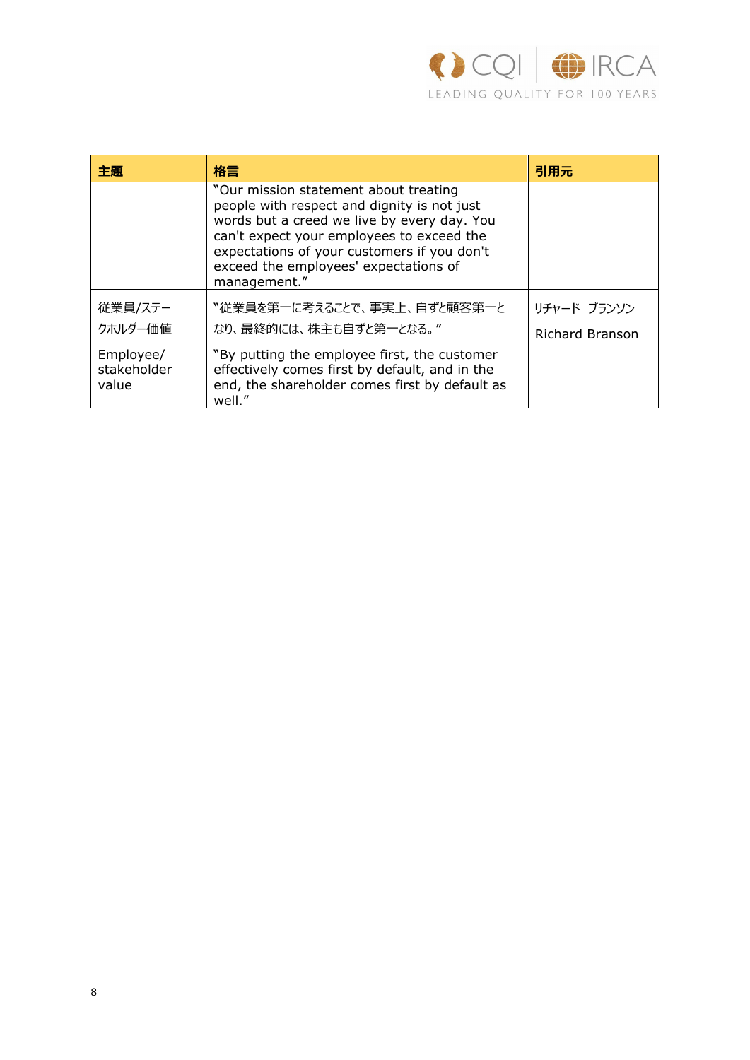| 主題 | 格言 | 引用元 |
| --- | --- | --- |
| | "Our mission statement about treating people with respect and dignity is not just words but a creed we live by every day. You can't expect your employees to exceed the expectations of your customers if you don't exceed the employees' expectations of management." | |
| 従業員/ステークホルダー価値<br><br>Employee/ stakeholder value | "従業員を第一に考えることで、事実上、自ずと顧客第一となり、最終的には、株主も自ずと第一となる。"<br><br>"By putting the employee first, the customer effectively comes first by default, and in the end, the shareholder comes first by default as well." | リチャード ブランソン<br><br>Richard Branson |